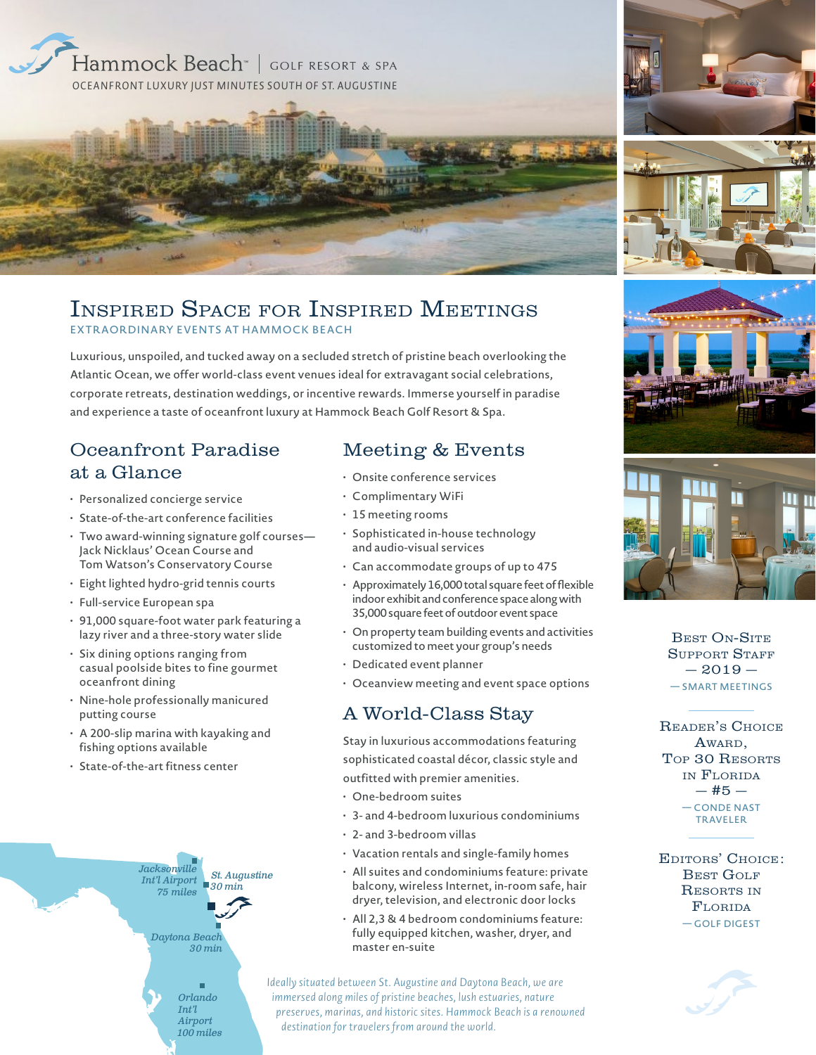Hammock Beach™ | GOLF RESORT & SPA

OCEANFRONT LUXURY JUST MINUTES SOUTH OF ST. AUGUSTINE

# Inspired Space for Inspired Meetings

EXTRAORDINARY EVENTS AT HAMMOCK BEACH

Luxurious, unspoiled, and tucked away on a secluded stretch of pristine beach overlooking the Atlantic Ocean, we offer world-class event venues ideal for extravagant social celebrations, corporate retreats, destination weddings, or incentive rewards. Immerse yourself in paradise and experience a taste of oceanfront luxury at Hammock Beach Golf Resort & Spa.

## Oceanfront Paradise at a Glance

- Personalized concierge service
- State-of-the-art conference facilities
- Two award-winning signature golf courses— Jack Nicklaus' Ocean Course and Tom Watson's Conservatory Course
- Eight lighted hydro-grid tennis courts
- Full-service European spa
- 91,000 square-foot water park featuring a lazy river and a three-story water slide
- Six dining options ranging from casual poolside bites to fine gourmet oceanfront dining
- Nine-hole professionally manicured putting course
- A 200-slip marina with kayaking and fishing options available
- State-of-the-art fitness center

## Meeting & Events

- Onsite conference services
- Complimentary WiFi
- 15 meeting rooms
- Sophisticated in-house technology and audio-visual services
- Can accommodate groups of up to 475
- Approximately 16,000 total square feet of flexible indoor exhibit and conference space along with 35,000 square feet of outdoor event space
- On property team building events and activities customized to meet your group's needs
- Dedicated event planner
- Oceanview meeting and event space options

## A World-Class Stay

Stay in luxurious accommodations featuring sophisticated coastal décor, classic style and outfitted with premier amenities.

- One-bedroom suites
- 3- and 4-bedroom luxurious condominiums
- 2- and 3-bedroom villas
- Vacation rentals and single-family homes
- All suites and condominiums feature: private balcony, wireless Internet, in-room safe, hair dryer, television, and electronic door locks
- All 2,3 & 4 bedroom condominiums feature: fully equipped kitchen, washer, dryer, and master en-suite

Jacksonville Int'l Airport 75 miles

St. Augustine 30 min

Daytona Beach 30 min

Orlando Int'l Airport 100 miles

*Ideally situated between St. Augustine and Daytona Beach, we are immersed along miles of pristine beaches, lush estuaries, nature preserves, marinas, and historic sites. Hammock Beach is a renowned destination for travelers from around the world.*

Best On-Site Support Staff
— 2019 —
— SMART MEETINGS

Reader's Choice Award, Top 30 Resorts in Florida
— #5 —
— CONDE NAST TRAVELER

Editors' Choice: Best Golf Resorts in Florida
— GOLF DIGEST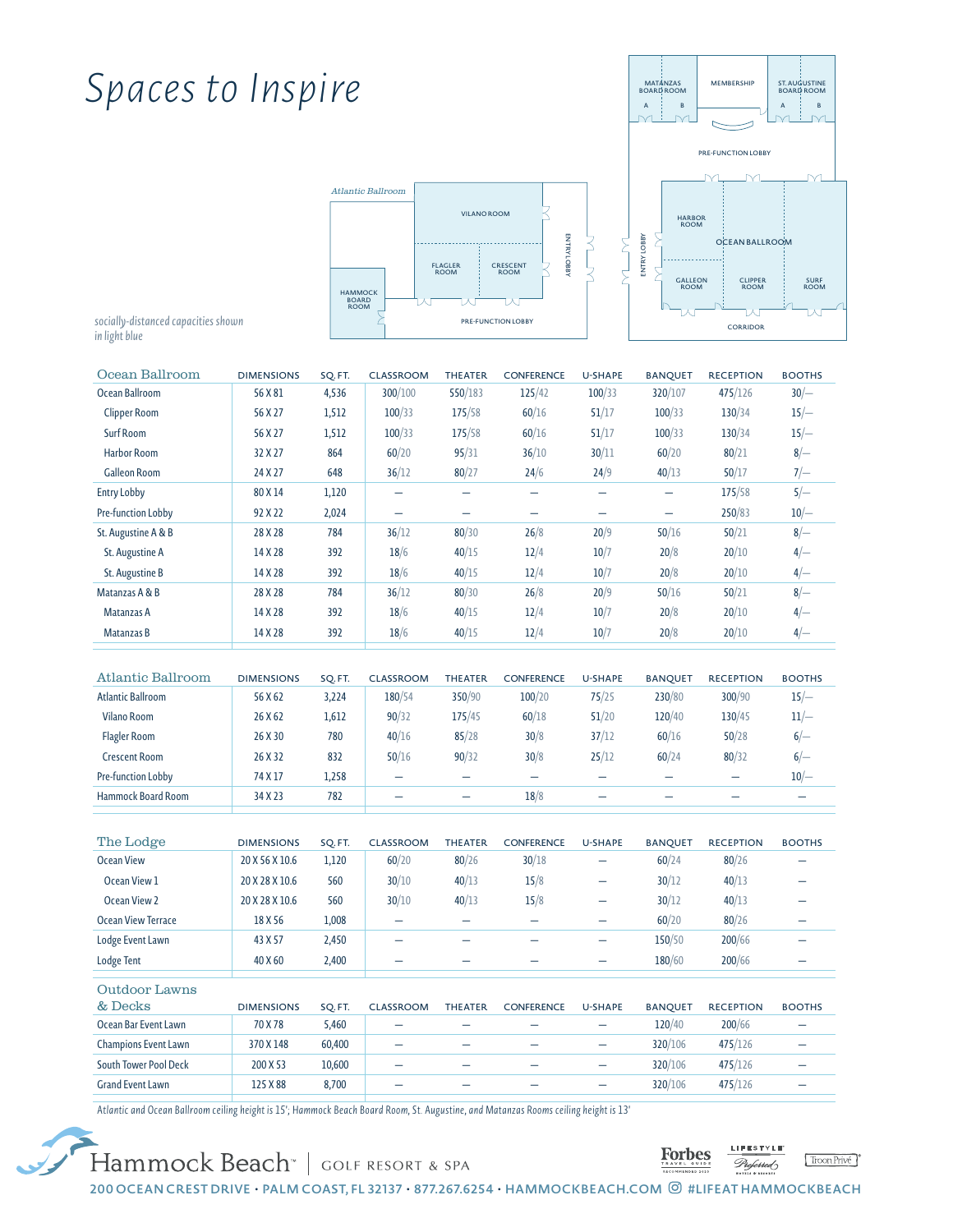# Spaces to Inspire

*socially-distanced capacities shown in light blue*

| Ocean Ballroom | DIMENSIONS | SQ. FT. | CLASSROOM | THEATER | CONFERENCE | U-SHAPE | BANQUET | RECEPTION | BOOTHS |
|---|---|---|---|---|---|---|---|---|---|
| Ocean Ballroom | 56 X 81 | 4,536 | 300/100 | 550/183 | 125/42 | 100/33 | 320/107 | 475/126 | 30/— |
| Clipper Room | 56 X 27 | 1,512 | 100/33 | 175/58 | 60/16 | 51/17 | 100/33 | 130/34 | 15/— |
| Surf Room | 56 X 27 | 1,512 | 100/33 | 175/58 | 60/16 | 51/17 | 100/33 | 130/34 | 15/— |
| Harbor Room | 32 X 27 | 864 | 60/20 | 95/31 | 36/10 | 30/11 | 60/20 | 80/21 | 8/— |
| Galleon Room | 24 X 27 | 648 | 36/12 | 80/27 | 24/6 | 24/9 | 40/13 | 50/17 | 7/— |
| Entry Lobby | 80 X 14 | 1,120 | — | — | — | — | — | 175/58 | 5/— |
| Pre-function Lobby | 92 X 22 | 2,024 | — | — | — | — | — | 250/83 | 10/— |
| St. Augustine A & B | 28 X 28 | 784 | 36/12 | 80/30 | 26/8 | 20/9 | 50/16 | 50/21 | 8/— |
| St. Augustine A | 14 X 28 | 392 | 18/6 | 40/15 | 12/4 | 10/7 | 20/8 | 20/10 | 4/— |
| St. Augustine B | 14 X 28 | 392 | 18/6 | 40/15 | 12/4 | 10/7 | 20/8 | 20/10 | 4/— |
| Matanzas A & B | 28 X 28 | 784 | 36/12 | 80/30 | 26/8 | 20/9 | 50/16 | 50/21 | 8/— |
| Matanzas A | 14 X 28 | 392 | 18/6 | 40/15 | 12/4 | 10/7 | 20/8 | 20/10 | 4/— |
| Matanzas B | 14 X 28 | 392 | 18/6 | 40/15 | 12/4 | 10/7 | 20/8 | 20/10 | 4/— |

| Atlantic Ballroom | DIMENSIONS | SQ. FT. | CLASSROOM | THEATER | CONFERENCE | U-SHAPE | BANQUET | RECEPTION | BOOTHS |
|---|---|---|---|---|---|---|---|---|---|
| Atlantic Ballroom | 56 X 62 | 3,224 | 180/54 | 350/90 | 100/20 | 75/25 | 230/80 | 300/90 | 15/— |
| Vilano Room | 26 X 62 | 1,612 | 90/32 | 175/45 | 60/18 | 51/20 | 120/40 | 130/45 | 11/— |
| Flagler Room | 26 X 30 | 780 | 40/16 | 85/28 | 30/8 | 37/12 | 60/16 | 50/28 | 6/— |
| Crescent Room | 26 X 32 | 832 | 50/16 | 90/32 | 30/8 | 25/12 | 60/24 | 80/32 | 6/— |
| Pre-function Lobby | 74 X 17 | 1,258 | — | — | — | — | — | — | 10/— |
| Hammock Board Room | 34 X 23 | 782 | — | — | 18/8 | — | — | — | — |

| The Lodge | DIMENSIONS | SQ. FT. | CLASSROOM | THEATER | CONFERENCE | U-SHAPE | BANQUET | RECEPTION | BOOTHS |
|---|---|---|---|---|---|---|---|---|---|
| Ocean View | 20 X 56 X 10.6 | 1,120 | 60/20 | 80/26 | 30/18 | — | 60/24 | 80/26 | — |
| Ocean View 1 | 20 X 28 X 10.6 | 560 | 30/10 | 40/13 | 15/8 | — | 30/12 | 40/13 | — |
| Ocean View 2 | 20 X 28 X 10.6 | 560 | 30/10 | 40/13 | 15/8 | — | 30/12 | 40/13 | — |
| Ocean View Terrace | 18 X 56 | 1,008 | — | — | — | — | 60/20 | 80/26 | — |
| Lodge Event Lawn | 43 X 57 | 2,450 | — | — | — | — | 150/50 | 200/66 | — |
| Lodge Tent | 40 X 60 | 2,400 | — | — | — | — | 180/60 | 200/66 | — |

| Outdoor Lawns & Decks | DIMENSIONS | SQ. FT. | CLASSROOM | THEATER | CONFERENCE | U-SHAPE | BANQUET | RECEPTION | BOOTHS |
|---|---|---|---|---|---|---|---|---|---|
| Ocean Bar Event Lawn | 70 X 78 | 5,460 | — | — | — | — | 120/40 | 200/66 | — |
| Champions Event Lawn | 370 X 148 | 60,400 | — | — | — | — | 320/106 | 475/126 | — |
| South Tower Pool Deck | 200 X 53 | 10,600 | — | — | — | — | 320/106 | 475/126 | — |
| Grand Event Lawn | 125 X 88 | 8,700 | — | — | — | — | 320/106 | 475/126 | — |

*Atlantic and Ocean Ballroom ceiling height is 15'; Hammock Beach Board Room, St. Augustine, and Matanzas Rooms ceiling height is 13'*

Hammock Beach™ | GOLF RESORT & SPA

200 OCEAN CREST DRIVE • PALM COAST, FL 32137 • 877.267.6254 • HAMMOCKBEACH.COM #LIFEATHAMMOCKBEACH